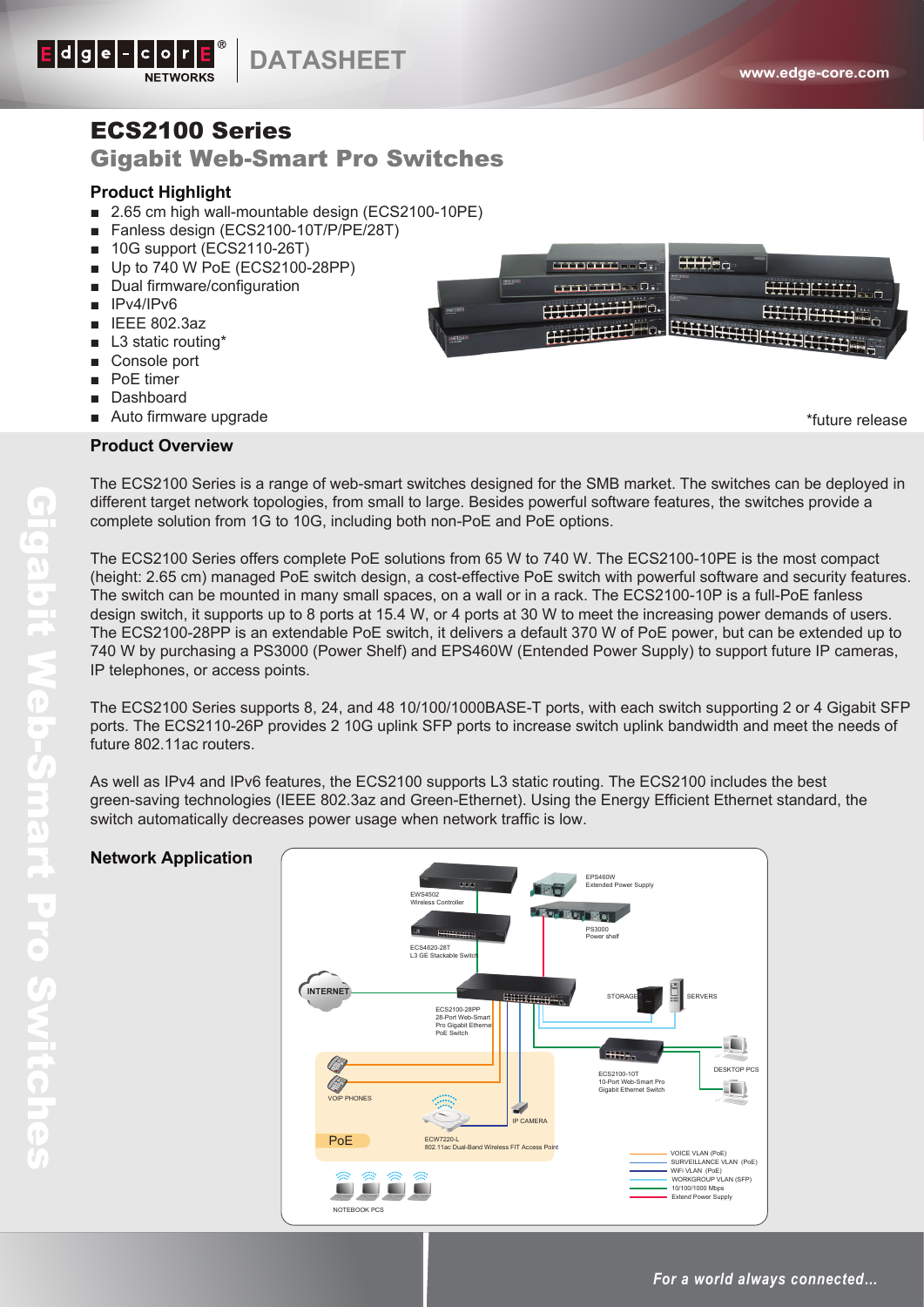# ECS2100 Series

## Gigabit Web-Smart Pro Switches

### Product Highlight

- 2.65 cm high wall-mountable design (ECS2100-10PE)
- Fanless design (ECS2100-10T/P/PE/28T)
- 10G support (ECS2110-26T)
- Up to 740 W PoE (ECS2100-28PP)
- Dual firmware/configuration
- IPv4/IPv6
- IEEE 802.3az
- L3 static routing*
- Console port
- PoE timer
- Dashboard
- Auto firmware upgrade

*future release

### Product Overview

The ECS2100 Series is a range of web-smart switches designed for the SMB market. The switches can be deployed in different target network topologies, from small to large. Besides powerful software features, the switches provide a complete solution from 1G to 10G, including both non-PoE and PoE options.

The ECS2100 Series offers complete PoE solutions from 65 W to 740 W. The ECS2100-10PE is the most compact (height: 2.65 cm) managed PoE switch design, a cost-effective PoE switch with powerful software and security features. The switch can be mounted in many small spaces, on a wall or in a rack. The ECS2100-10P is a full-PoE fanless design switch, it supports up to 8 ports at 15.4 W, or 4 ports at 30 W to meet the increasing power demands of users. The ECS2100-28PP is an extendable PoE switch, it delivers a default 370 W of PoE power, but can be extended up to 740 W by purchasing a PS3000 (Power Shelf) and EPS460W (Entended Power Supply) to support future IP cameras, IP telephones, or access points.

The ECS2100 Series supports 8, 24, and 48 10/100/1000BASE-T ports, with each switch supporting 2 or 4 Gigabit SFP ports. The ECS2110-26P provides 2 10G uplink SFP ports to increase switch uplink bandwidth and meet the needs of future 802.11ac routers.

As well as IPv4 and IPv6 features, the ECS2100 supports L3 static routing. The ECS2100 includes the best green-saving technologies (IEEE 802.3az and Green-Ethernet). Using the Energy Efficient Ethernet standard, the switch automatically decreases power usage when network traffic is low.

### Network Application

EWS4502 Wireless Controller
EPS460W Extended Power Supply
PS3000 Power shelf
ECS4620-28T L3 GE Stackable Switch
INTERNET
ECS2100-28PP 28-Port Web-Smart Pro Gigabit Ethernet PoE Switch
STORAGE
SERVERS
ECS2100-10T 10-Port Web-Smart Pro Gigabit Ethernet Switch
DESKTOP PCS
VOIP PHONES
IP CAMERA
PoE
ECW7220-L 802.11ac Dual-Band Wireless FIT Access Point
NOTEBOOK PCS

- VOICE VLAN (PoE)
- SURVEILLANCE VLAN (PoE)
- WiFi VLAN (PoE)
- WORKGROUP VLAN (SFP)
- 10/100/1000 Mbps
- Extend Power Supply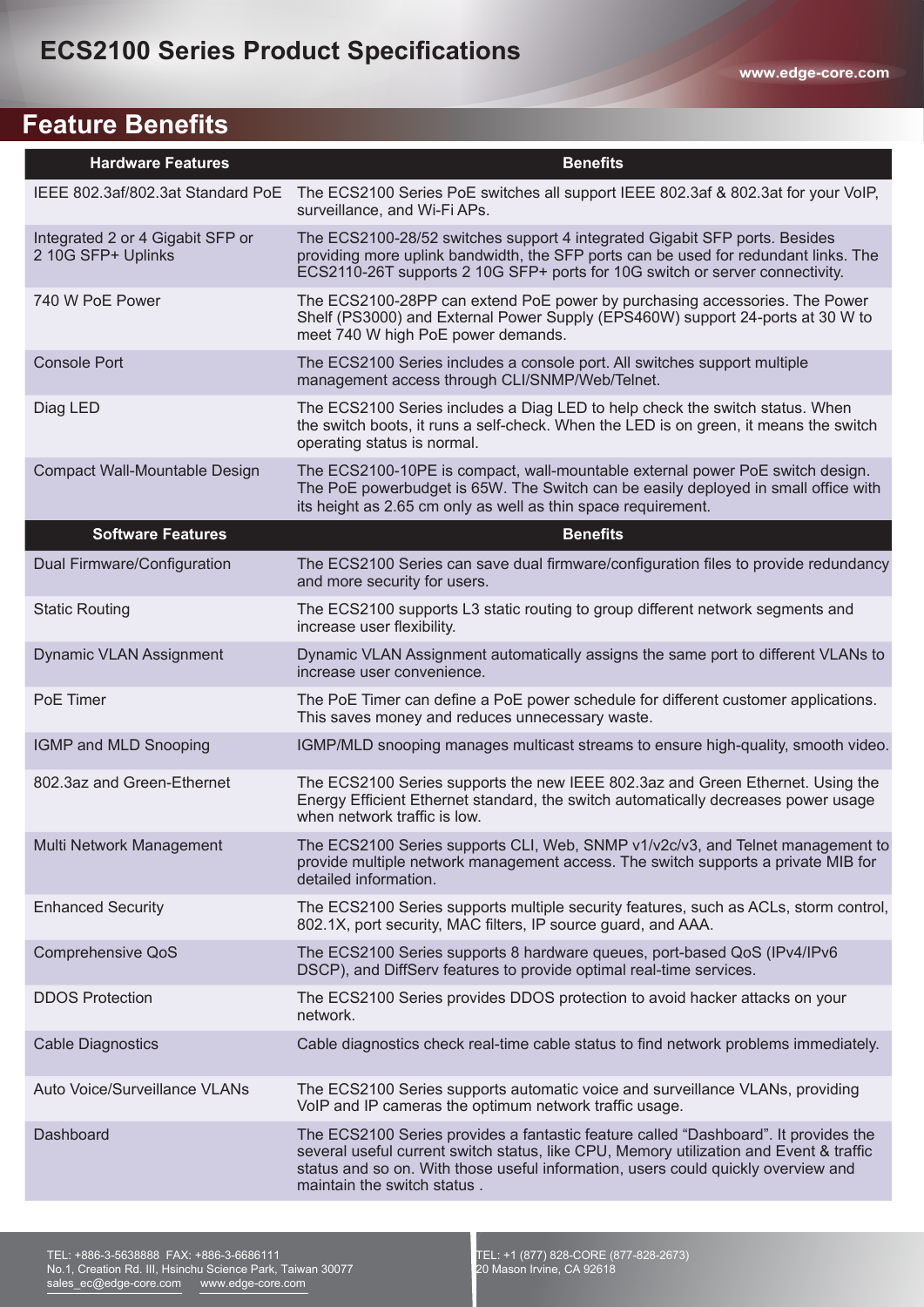## Feature Benefits

| Hardware Features | Benefits |
|---|---|
| IEEE 802.3af/802.3at Standard PoE | The ECS2100 Series PoE switches all support IEEE 802.3af & 802.3at for your VoIP, surveillance, and Wi-Fi APs. |
| Integrated 2 or 4 Gigabit SFP or 2 10G SFP+ Uplinks | The ECS2100-28/52 switches support 4 integrated Gigabit SFP ports. Besides providing more uplink bandwidth, the SFP ports can be used for redundant links. The ECS2110-26T supports 2 10G SFP+ ports for 10G switch or server connectivity. |
| 740 W PoE Power | The ECS2100-28PP can extend PoE power by purchasing accessories. The Power Shelf (PS3000) and External Power Supply (EPS460W) support 24-ports at 30 W to meet 740 W high PoE power demands. |
| Console Port | The ECS2100 Series includes a console port. All switches support multiple management access through CLI/SNMP/Web/Telnet. |
| Diag LED | The ECS2100 Series includes a Diag LED to help check the switch status. When the switch boots, it runs a self-check. When the LED is on green, it means the switch operating status is normal. |
| Compact Wall-Mountable Design | The ECS2100-10PE is compact, wall-mountable external power PoE switch design. The PoE powerbudget is 65W. The Switch can be easily deployed in small office with its height as 2.65 cm only as well as thin space requirement. |
| **Software Features** | **Benefits** |
| Dual Firmware/Configuration | The ECS2100 Series can save dual firmware/configuration files to provide redundancy and more security for users. |
| Static Routing | The ECS2100 supports L3 static routing to group different network segments and increase user flexibility. |
| Dynamic VLAN Assignment | Dynamic VLAN Assignment automatically assigns the same port to different VLANs to increase user convenience. |
| PoE Timer | The PoE Timer can define a PoE power schedule for different customer applications. This saves money and reduces unnecessary waste. |
| IGMP and MLD Snooping | IGMP/MLD snooping manages multicast streams to ensure high-quality, smooth video. |
| 802.3az and Green-Ethernet | The ECS2100 Series supports the new IEEE 802.3az and Green Ethernet. Using the Energy Efficient Ethernet standard, the switch automatically decreases power usage when network traffic is low. |
| Multi Network Management | The ECS2100 Series supports CLI, Web, SNMP v1/v2c/v3, and Telnet management to provide multiple network management access. The switch supports a private MIB for detailed information. |
| Enhanced Security | The ECS2100 Series supports multiple security features, such as ACLs, storm control, 802.1X, port security, MAC filters, IP source guard, and AAA. |
| Comprehensive QoS | The ECS2100 Series supports 8 hardware queues, port-based QoS (IPv4/IPv6 DSCP), and DiffServ features to provide optimal real-time services. |
| DDOS Protection | The ECS2100 Series provides DDOS protection to avoid hacker attacks on your network. |
| Cable Diagnostics | Cable diagnostics check real-time cable status to find network problems immediately. |
| Auto Voice/Surveillance VLANs | The ECS2100 Series supports automatic voice and surveillance VLANs, providing VoIP and IP cameras the optimum network traffic usage. |
| Dashboard | The ECS2100 Series provides a fantastic feature called "Dashboard". It provides the several useful current switch status, like CPU, Memory utilization and Event & traffic status and so on. With those useful information, users could quickly overview and maintain the switch status . |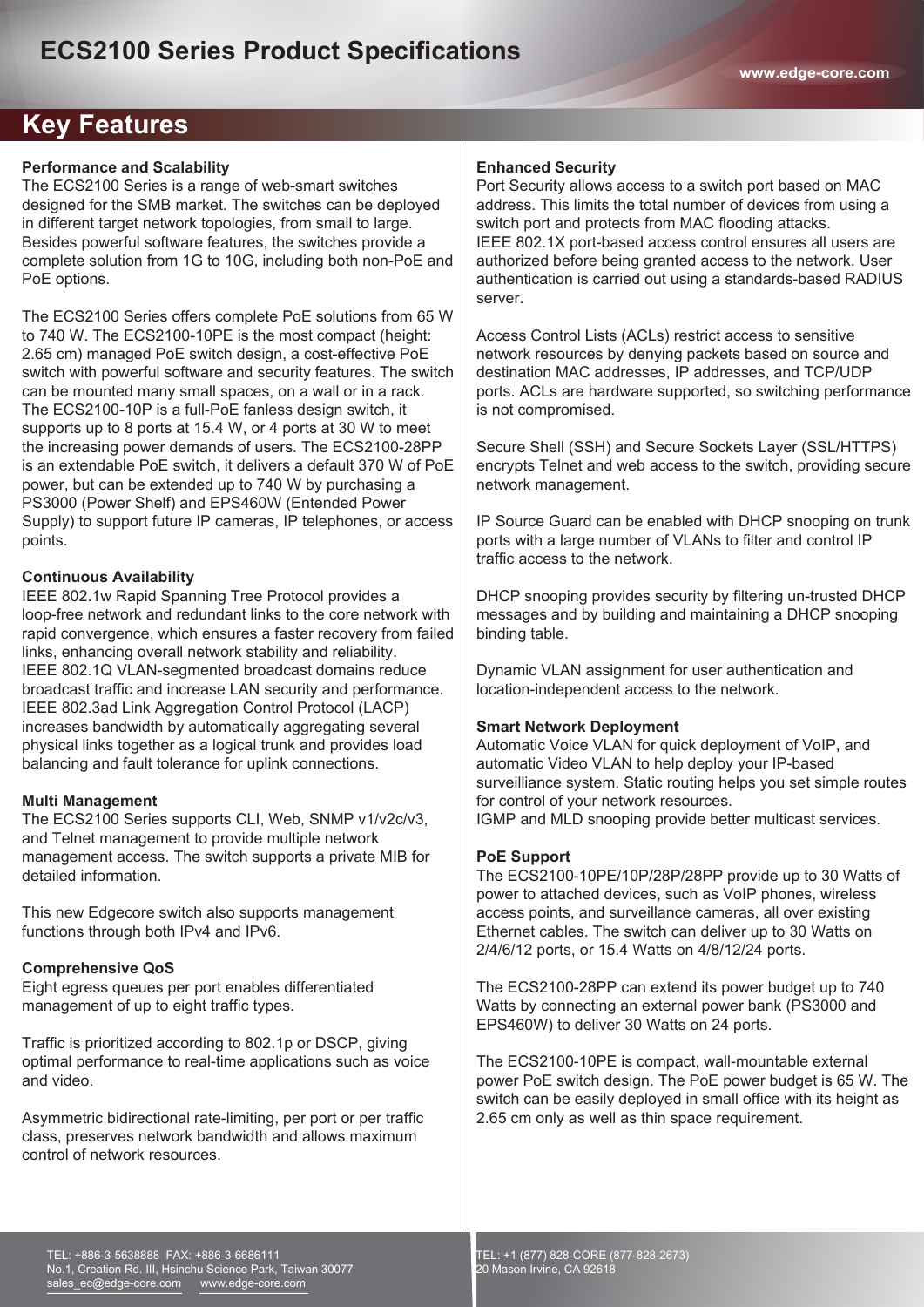# ECS2100 Series Product Specifications

## Key Features

**Performance and Scalability**
The ECS2100 Series is a range of web-smart switches designed for the SMB market. The switches can be deployed in different target network topologies, from small to large. Besides powerful software features, the switches provide a complete solution from 1G to 10G, including both non-PoE and PoE options.

The ECS2100 Series offers complete PoE solutions from 65 W to 740 W. The ECS2100-10PE is the most compact (height: 2.65 cm) managed PoE switch design, a cost-effective PoE switch with powerful software and security features. The switch can be mounted many small spaces, on a wall or in a rack. The ECS2100-10P is a full-PoE fanless design switch, it supports up to 8 ports at 15.4 W, or 4 ports at 30 W to meet the increasing power demands of users. The ECS2100-28PP is an extendable PoE switch, it delivers a default 370 W of PoE power, but can be extended up to 740 W by purchasing a PS3000 (Power Shelf) and EPS460W (Entended Power Supply) to support future IP cameras, IP telephones, or access points.

**Continuous Availability**
IEEE 802.1w Rapid Spanning Tree Protocol provides a loop-free network and redundant links to the core network with rapid convergence, which ensures a faster recovery from failed links, enhancing overall network stability and reliability.
IEEE 802.1Q VLAN-segmented broadcast domains reduce broadcast traffic and increase LAN security and performance.
IEEE 802.3ad Link Aggregation Control Protocol (LACP) increases bandwidth by automatically aggregating several physical links together as a logical trunk and provides load balancing and fault tolerance for uplink connections.

**Multi Management**
The ECS2100 Series supports CLI, Web, SNMP v1/v2c/v3, and Telnet management to provide multiple network management access. The switch supports a private MIB for detailed information.

This new Edgecore switch also supports management functions through both IPv4 and IPv6.

**Comprehensive QoS**
Eight egress queues per port enables differentiated management of up to eight traffic types.

Traffic is prioritized according to 802.1p or DSCP, giving optimal performance to real-time applications such as voice and video.

Asymmetric bidirectional rate-limiting, per port or per traffic class, preserves network bandwidth and allows maximum control of network resources.

**Enhanced Security**
Port Security allows access to a switch port based on MAC address. This limits the total number of devices from using a switch port and protects from MAC flooding attacks.
IEEE 802.1X port-based access control ensures all users are authorized before being granted access to the network. User authentication is carried out using a standards-based RADIUS server.

Access Control Lists (ACLs) restrict access to sensitive network resources by denying packets based on source and destination MAC addresses, IP addresses, and TCP/UDP ports. ACLs are hardware supported, so switching performance is not compromised.

Secure Shell (SSH) and Secure Sockets Layer (SSL/HTTPS) encrypts Telnet and web access to the switch, providing secure network management.

IP Source Guard can be enabled with DHCP snooping on trunk ports with a large number of VLANs to filter and control IP traffic access to the network.

DHCP snooping provides security by filtering un-trusted DHCP messages and by building and maintaining a DHCP snooping binding table.

Dynamic VLAN assignment for user authentication and location-independent access to the network.

**Smart Network Deployment**
Automatic Voice VLAN for quick deployment of VoIP, and automatic Video VLAN to help deploy your IP-based surveilliance system. Static routing helps you set simple routes for control of your network resources.
IGMP and MLD snooping provide better multicast services.

**PoE Support**
The ECS2100-10PE/10P/28P/28PP provide up to 30 Watts of power to attached devices, such as VoIP phones, wireless access points, and surveillance cameras, all over existing Ethernet cables. The switch can deliver up to 30 Watts on 2/4/6/12 ports, or 15.4 Watts on 4/8/12/24 ports.

The ECS2100-28PP can extend its power budget up to 740 Watts by connecting an external power bank (PS3000 and EPS460W) to deliver 30 Watts on 24 ports.

The ECS2100-10PE is compact, wall-mountable external power PoE switch design. The PoE power budget is 65 W. The switch can be easily deployed in small office with its height as 2.65 cm only as well as thin space requirement.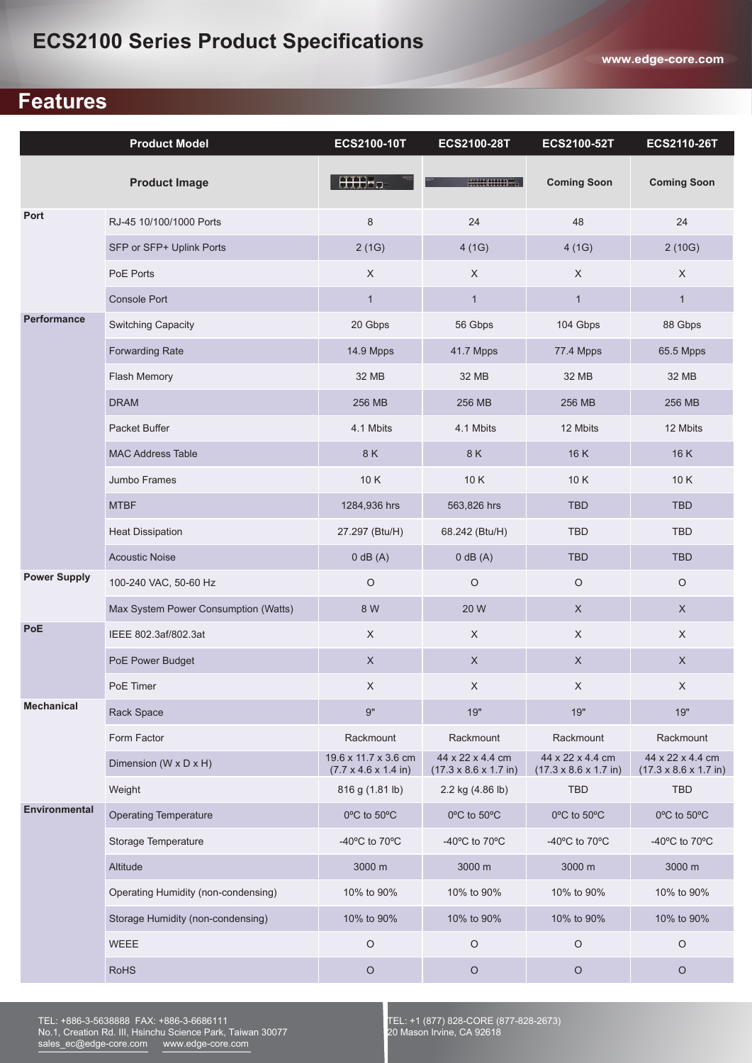# ECS2100 Series Product Specifications

## Features

| Product Model | | ECS2100-10T | ECS2100-28T | ECS2100-52T | ECS2110-26T |
|---|---|---|---|---|---|
| Product Image | | | | Coming Soon | Coming Soon |
| Port | RJ-45 10/100/1000 Ports | 8 | 24 | 48 | 24 |
| | SFP or SFP+ Uplink Ports | 2 (1G) | 4 (1G) | 4 (1G) | 2 (10G) |
| | PoE Ports | X | X | X | X |
| | Console Port | 1 | 1 | 1 | 1 |
| Performance | Switching Capacity | 20 Gbps | 56 Gbps | 104 Gbps | 88 Gbps |
| | Forwarding Rate | 14.9 Mpps | 41.7 Mpps | 77.4 Mpps | 65.5 Mpps |
| | Flash Memory | 32 MB | 32 MB | 32 MB | 32 MB |
| | DRAM | 256 MB | 256 MB | 256 MB | 256 MB |
| | Packet Buffer | 4.1 Mbits | 4.1 Mbits | 12 Mbits | 12 Mbits |
| | MAC Address Table | 8 K | 8 K | 16 K | 16 K |
| | Jumbo Frames | 10 K | 10 K | 10 K | 10 K |
| | MTBF | 1284,936 hrs | 563,826 hrs | TBD | TBD |
| | Heat Dissipation | 27.297 (Btu/H) | 68.242 (Btu/H) | TBD | TBD |
| | Acoustic Noise | 0 dB (A) | 0 dB (A) | TBD | TBD |
| Power Supply | 100-240 VAC, 50-60 Hz | O | O | O | O |
| | Max System Power Consumption (Watts) | 8 W | 20 W | X | X |
| PoE | IEEE 802.3af/802.3at | X | X | X | X |
| | PoE Power Budget | X | X | X | X |
| | PoE Timer | X | X | X | X |
| Mechanical | Rack Space | 9" | 19" | 19" | 19" |
| | Form Factor | Rackmount | Rackmount | Rackmount | Rackmount |
| | Dimension (W x D x H) | 19.6 x 11.7 x 3.6 cm (7.7 x 4.6 x 1.4 in) | 44 x 22 x 4.4 cm (17.3 x 8.6 x 1.7 in) | 44 x 22 x 4.4 cm (17.3 x 8.6 x 1.7 in) | 44 x 22 x 4.4 cm (17.3 x 8.6 x 1.7 in) |
| | Weight | 816 g (1.81 lb) | 2.2 kg (4.86 lb) | TBD | TBD |
| Environmental | Operating Temperature | 0ºC to 50ºC | 0ºC to 50ºC | 0ºC to 50ºC | 0ºC to 50ºC |
| | Storage Temperature | -40ºC to 70ºC | -40ºC to 70ºC | -40ºC to 70ºC | -40ºC to 70ºC |
| | Altitude | 3000 m | 3000 m | 3000 m | 3000 m |
| | Operating Humidity (non-condensing) | 10% to 90% | 10% to 90% | 10% to 90% | 10% to 90% |
| | Storage Humidity (non-condensing) | 10% to 90% | 10% to 90% | 10% to 90% | 10% to 90% |
| | WEEE | O | O | O | O |
| | RoHS | O | O | O | O |

TEL: +886-3-5638888 FAX: +886-3-6686111
No.1, Creation Rd. III, Hsinchu Science Park, Taiwan 30077
sales_ec@edge-core.com www.edge-core.com

TEL: +1 (877) 828-CORE (877-828-2673)
20 Mason Irvine, CA 92618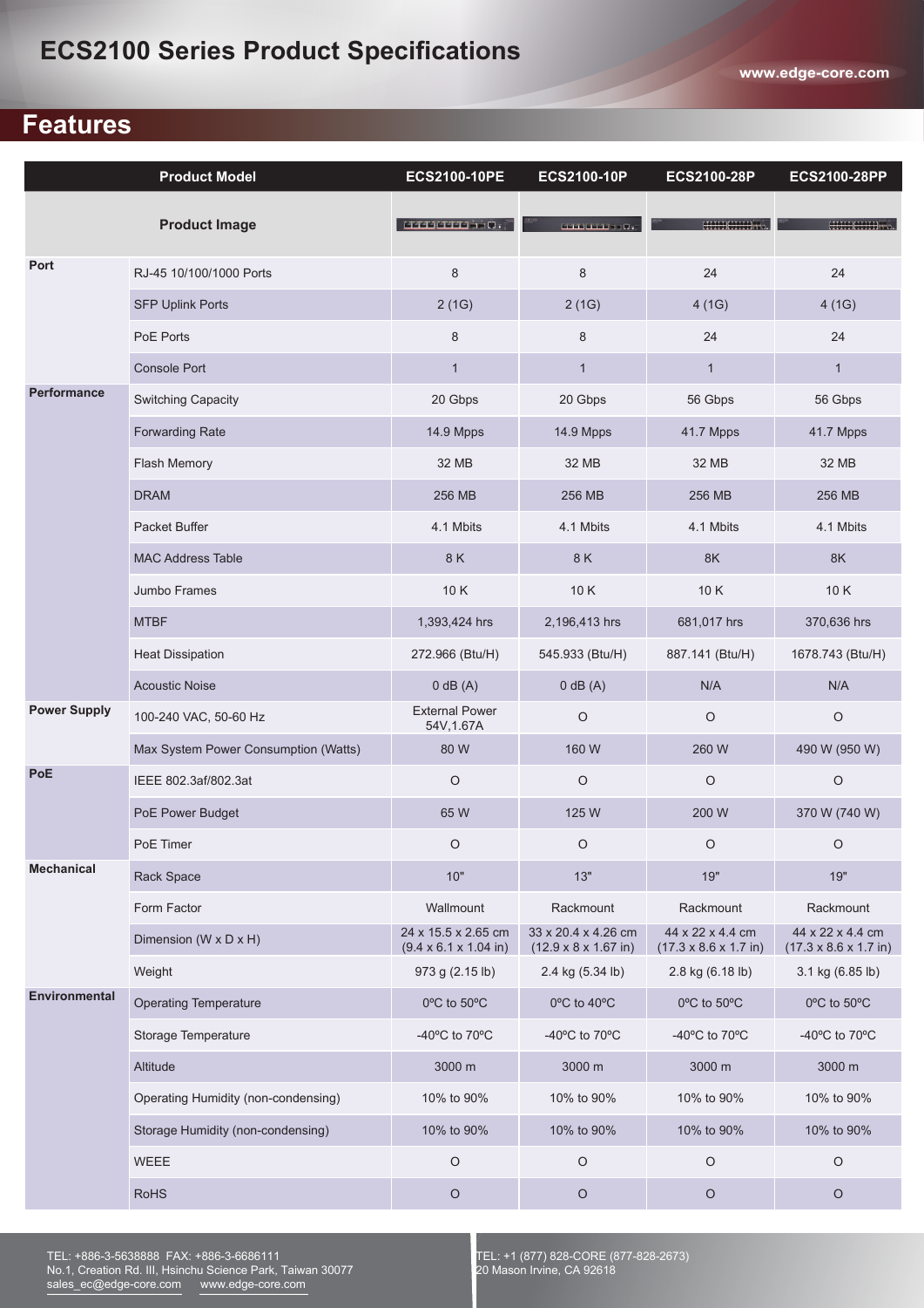# ECS2100 Series Product Specifications

## Features

| Product Model | | ECS2100-10PE | ECS2100-10P | ECS2100-28P | ECS2100-28PP |
|---|---|---|---|---|---|
| Product Image | | | | | |
| Port | RJ-45 10/100/1000 Ports | 8 | 8 | 24 | 24 |
| | SFP Uplink Ports | 2 (1G) | 2 (1G) | 4 (1G) | 4 (1G) |
| | PoE Ports | 8 | 8 | 24 | 24 |
| | Console Port | 1 | 1 | 1 | 1 |
| Performance | Switching Capacity | 20 Gbps | 20 Gbps | 56 Gbps | 56 Gbps |
| | Forwarding Rate | 14.9 Mpps | 14.9 Mpps | 41.7 Mpps | 41.7 Mpps |
| | Flash Memory | 32 MB | 32 MB | 32 MB | 32 MB |
| | DRAM | 256 MB | 256 MB | 256 MB | 256 MB |
| | Packet Buffer | 4.1 Mbits | 4.1 Mbits | 4.1 Mbits | 4.1 Mbits |
| | MAC Address Table | 8 K | 8 K | 8K | 8K |
| | Jumbo Frames | 10 K | 10 K | 10 K | 10 K |
| | MTBF | 1,393,424 hrs | 2,196,413 hrs | 681,017 hrs | 370,636 hrs |
| | Heat Dissipation | 272.966 (Btu/H) | 545.933 (Btu/H) | 887.141 (Btu/H) | 1678.743 (Btu/H) |
| | Acoustic Noise | 0 dB (A) | 0 dB (A) | N/A | N/A |
| Power Supply | 100-240 VAC, 50-60 Hz | External Power 54V,1.67A | O | O | O |
| | Max System Power Consumption (Watts) | 80 W | 160 W | 260 W | 490 W (950 W) |
| PoE | IEEE 802.3af/802.3at | O | O | O | O |
| | PoE Power Budget | 65 W | 125 W | 200 W | 370 W (740 W) |
| | PoE Timer | O | O | O | O |
| Mechanical | Rack Space | 10" | 13" | 19" | 19" |
| | Form Factor | Wallmount | Rackmount | Rackmount | Rackmount |
| | Dimension (W x D x H) | 24 x 15.5 x 2.65 cm (9.4 x 6.1 x 1.04 in) | 33 x 20.4 x 4.26 cm (12.9 x 8 x 1.67 in) | 44 x 22 x 4.4 cm (17.3 x 8.6 x 1.7 in) | 44 x 22 x 4.4 cm (17.3 x 8.6 x 1.7 in) |
| | Weight | 973 g (2.15 lb) | 2.4 kg (5.34 lb) | 2.8 kg (6.18 lb) | 3.1 kg (6.85 lb) |
| Environmental | Operating Temperature | 0ºC to 50ºC | 0ºC to 40ºC | 0ºC to 50ºC | 0ºC to 50ºC |
| | Storage Temperature | -40ºC to 70ºC | -40ºC to 70ºC | -40ºC to 70ºC | -40ºC to 70ºC |
| | Altitude | 3000 m | 3000 m | 3000 m | 3000 m |
| | Operating Humidity (non-condensing) | 10% to 90% | 10% to 90% | 10% to 90% | 10% to 90% |
| | Storage Humidity (non-condensing) | 10% to 90% | 10% to 90% | 10% to 90% | 10% to 90% |
| | WEEE | O | O | O | O |
| | RoHS | O | O | O | O |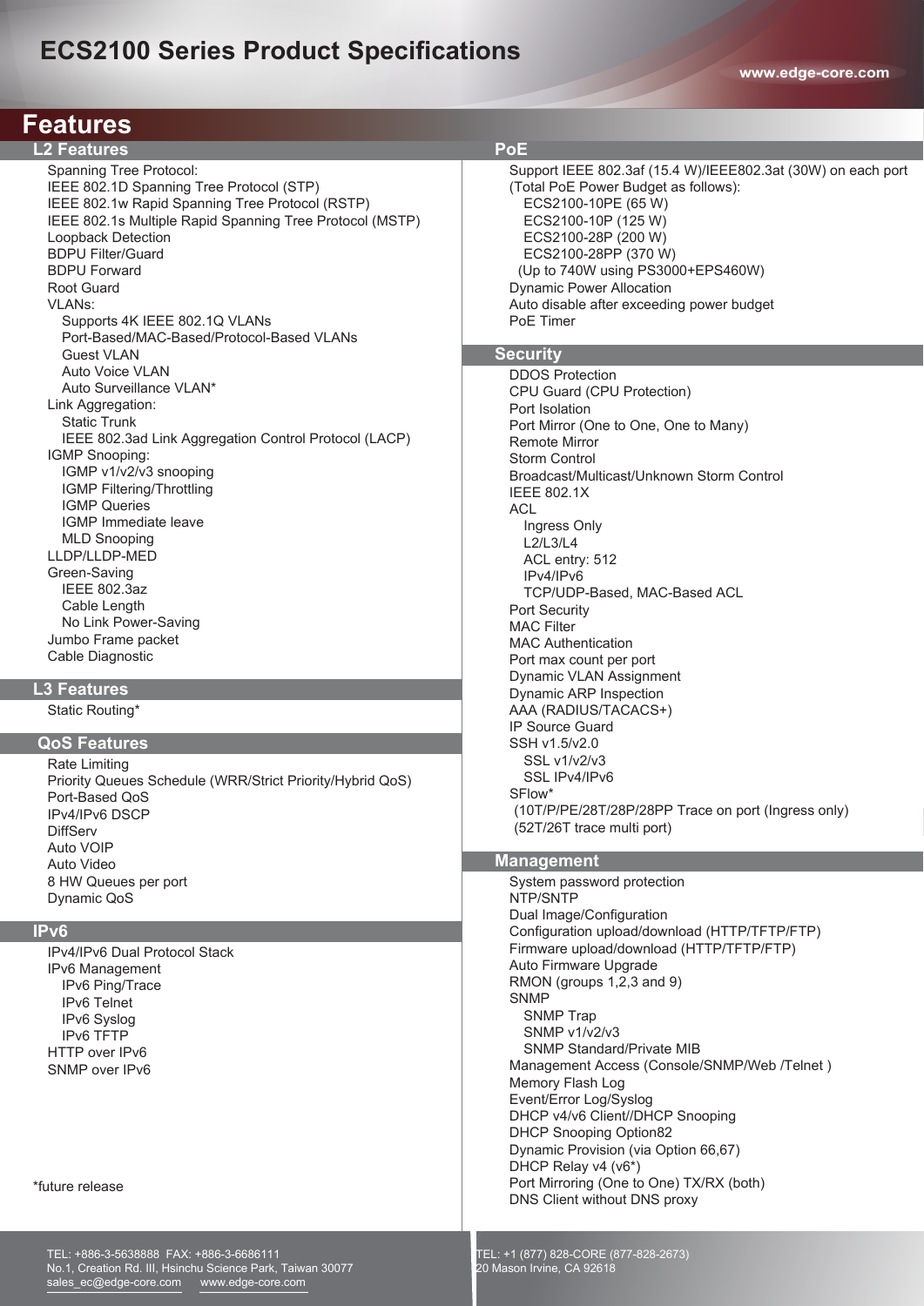# ECS2100 Series Product Specifications

## Features

### L2 Features

- Spanning Tree Protocol:
- IEEE 802.1D Spanning Tree Protocol (STP)
- IEEE 802.1w Rapid Spanning Tree Protocol (RSTP)
- IEEE 802.1s Multiple Rapid Spanning Tree Protocol (MSTP)
- Loopback Detection
- BDPU Filter/Guard
- BDPU Forward
- Root Guard
- VLANs:
  - Supports 4K IEEE 802.1Q VLANs
  - Port-Based/MAC-Based/Protocol-Based VLANs
  - Guest VLAN
  - Auto Voice VLAN
  - Auto Surveillance VLAN*
- Link Aggregation:
  - Static Trunk
  - IEEE 802.3ad Link Aggregation Control Protocol (LACP)
- IGMP Snooping:
  - IGMP v1/v2/v3 snooping
  - IGMP Filtering/Throttling
  - IGMP Queries
  - IGMP Immediate leave
  - MLD Snooping
- LLDP/LLDP-MED
- Green-Saving
  - IEEE 802.3az
  - Cable Length
  - No Link Power-Saving
- Jumbo Frame packet
- Cable Diagnostic

### L3 Features

- Static Routing*

### QoS Features

- Rate Limiting
- Priority Queues Schedule (WRR/Strict Priority/Hybrid QoS)
- Port-Based QoS
- IPv4/IPv6 DSCP
- DiffServ
- Auto VOIP
- Auto Video
- 8 HW Queues per port
- Dynamic QoS

### IPv6

- IPv4/IPv6 Dual Protocol Stack
- IPv6 Management
  - IPv6 Ping/Trace
  - IPv6 Telnet
  - IPv6 Syslog
  - IPv6 TFTP
- HTTP over IPv6
- SNMP over IPv6

*future release

### PoE

- Support IEEE 802.3af (15.4 W)/IEEE802.3at (30W) on each port (Total PoE Power Budget as follows):
  - ECS2100-10PE (65 W)
  - ECS2100-10P (125 W)
  - ECS2100-28P (200 W)
  - ECS2100-28PP (370 W)
  - (Up to 740W using PS3000+EPS460W)
- Dynamic Power Allocation
- Auto disable after exceeding power budget
- PoE Timer

### Security

- DDOS Protection
- CPU Guard (CPU Protection)
- Port Isolation
- Port Mirror (One to One, One to Many)
- Remote Mirror
- Storm Control
- Broadcast/Multicast/Unknown Storm Control
- IEEE 802.1X
- ACL
  - Ingress Only
  - L2/L3/L4
  - ACL entry: 512
  - IPv4/IPv6
  - TCP/UDP-Based, MAC-Based ACL
- Port Security
- MAC Filter
- MAC Authentication
- Port max count per port
- Dynamic VLAN Assignment
- Dynamic ARP Inspection
- AAA (RADIUS/TACACS+)
- IP Source Guard
- SSH v1.5/v2.0
  - SSL v1/v2/v3
  - SSL IPv4/IPv6
- SFlow*
  - (10T/P/PE/28T/28P/28PP Trace on port (Ingress only)
  - (52T/26T trace multi port)

### Management

- System password protection
- NTP/SNTP
- Dual Image/Configuration
- Configuration upload/download (HTTP/TFTP/FTP)
- Firmware upload/download (HTTP/TFTP/FTP)
- Auto Firmware Upgrade
- RMON (groups 1,2,3 and 9)
- SNMP
  - SNMP Trap
  - SNMP v1/v2/v3
  - SNMP Standard/Private MIB
- Management Access (Console/SNMP/Web /Telnet )
- Memory Flash Log
- Event/Error Log/Syslog
- DHCP v4/v6 Client//DHCP Snooping
- DHCP Snooping Option82
- Dynamic Provision (via Option 66,67)
- DHCP Relay v4 (v6*)
- Port Mirroring (One to One) TX/RX (both)
- DNS Client without DNS proxy

TEL: +886-3-5638888 FAX: +886-3-6686111
No.1, Creation Rd. III, Hsinchu Science Park, Taiwan 30077
sales_ec@edge-core.com www.edge-core.com

TEL: +1 (877) 828-CORE (877-828-2673)
20 Mason Irvine, CA 92618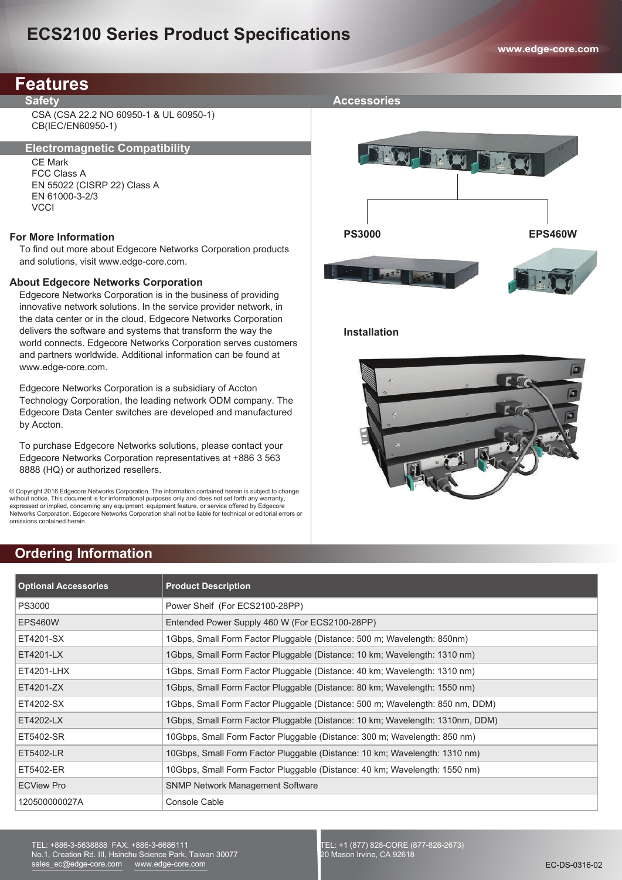# ECS2100 Series Product Specifications

## Features

### Safety

CSA (CSA 22.2 NO 60950-1 & UL 60950-1)
CB(IEC/EN60950-1)

### Electromagnetic Compatibility

CE Mark
FCC Class A
EN 55022 (CISRP 22) Class A
EN 61000-3-2/3
VCCI

### For More Information

To find out more about Edgecore Networks Corporation products and solutions, visit www.edge-core.com.

### About Edgecore Networks Corporation

Edgecore Networks Corporation is in the business of providing innovative network solutions. In the service provider network, in the data center or in the cloud, Edgecore Networks Corporation delivers the software and systems that transform the way the world connects. Edgecore Networks Corporation serves customers and partners worldwide. Additional information can be found at www.edge-core.com.

Edgecore Networks Corporation is a subsidiary of Accton Technology Corporation, the leading network ODM company. The Edgecore Data Center switches are developed and manufactured by Accton.

To purchase Edgecore Networks solutions, please contact your Edgecore Networks Corporation representatives at +886 3 563 8888 (HQ) or authorized resellers.

© Copyright 2016 Edgecore Networks Corporation. The information contained herein is subject to change without notice. This document is for informational purposes only and does not set forth any warranty, expressed or implied, concerning any equipment, equipment feature, or service offered by Edgecore Networks Corporation. Edgecore Networks Corporation shall not be liable for technical or editorial errors or omissions contained herein.

### Accessories

PS3000

EPS460W

Installation

## Ordering Information

| Optional Accessories | Product Description |
|---|---|
| PS3000 | Power Shelf (For ECS2100-28PP) |
| EPS460W | Entended Power Supply 460 W (For ECS2100-28PP) |
| ET4201-SX | 1Gbps, Small Form Factor Pluggable (Distance: 500 m; Wavelength: 850nm) |
| ET4201-LX | 1Gbps, Small Form Factor Pluggable (Distance: 10 km; Wavelength: 1310 nm) |
| ET4201-LHX | 1Gbps, Small Form Factor Pluggable (Distance: 40 km; Wavelength: 1310 nm) |
| ET4201-ZX | 1Gbps, Small Form Factor Pluggable (Distance: 80 km; Wavelength: 1550 nm) |
| ET4202-SX | 1Gbps, Small Form Factor Pluggable (Distance: 500 m; Wavelength: 850 nm, DDM) |
| ET4202-LX | 1Gbps, Small Form Factor Pluggable (Distance: 10 km; Wavelength: 1310nm, DDM) |
| ET5402-SR | 10Gbps, Small Form Factor Pluggable (Distance: 300 m; Wavelength: 850 nm) |
| ET5402-LR | 10Gbps, Small Form Factor Pluggable (Distance: 10 km; Wavelength: 1310 nm) |
| ET5402-ER | 10Gbps, Small Form Factor Pluggable (Distance: 40 km; Wavelength: 1550 nm) |
| ECView Pro | SNMP Network Management Software |
| 120500000027A | Console Cable |

TEL: +886-3-5638888 FAX: +886-3-6686111
No.1, Creation Rd. III, Hsinchu Science Park, Taiwan 30077
sales_ec@edge-core.com www.edge-core.com

TEL: +1 (877) 828-CORE (877-828-2673)
20 Mason Irvine, CA 92618

EC-DS-0316-02